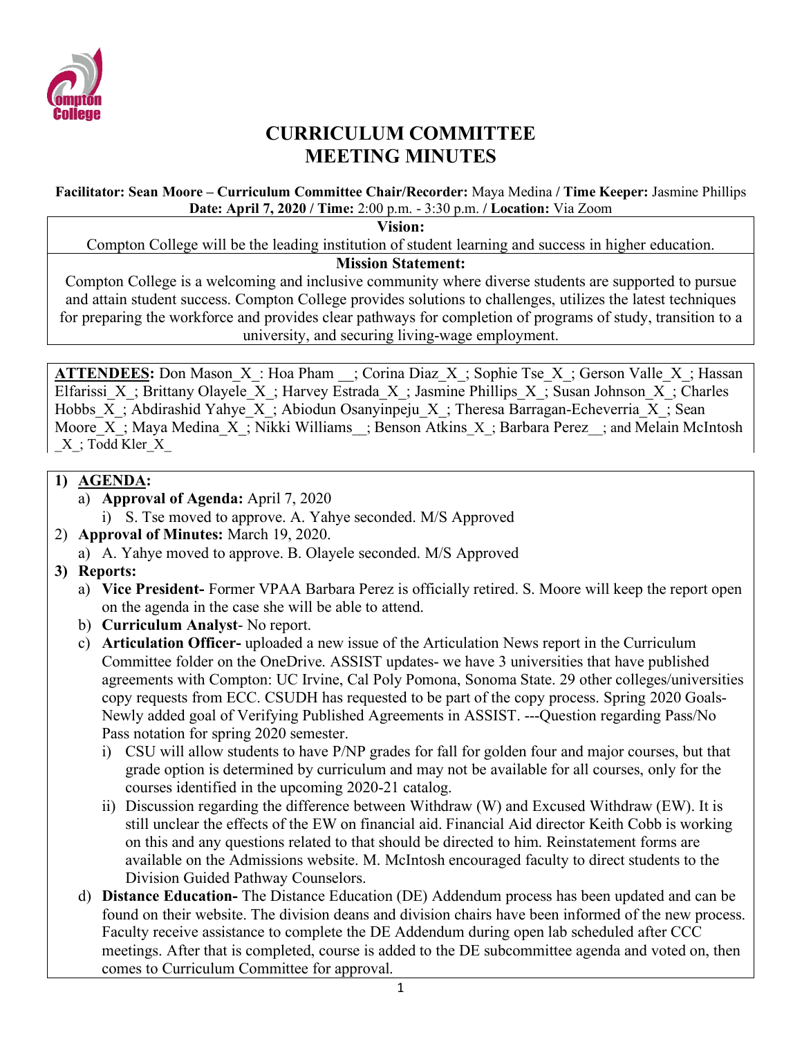# CURRICULUM COMMITTEE
# MEETING MINUTES

**Facilitator: Sean Moore – Curriculum Committee Chair/Recorder:** Maya Medina **/ Time Keeper:** Jasmine Phillips
**Date: April 7, 2020 / Time:** 2:00 p.m. - 3:30 p.m. **/ Location:** Via Zoom

**Vision:**
Compton College will be the leading institution of student learning and success in higher education.

**Mission Statement:**
Compton College is a welcoming and inclusive community where diverse students are supported to pursue and attain student success. Compton College provides solutions to challenges, utilizes the latest techniques for preparing the workforce and provides clear pathways for completion of programs of study, transition to a university, and securing living-wage employment.

**ATTENDEES:** Don Mason_X_: Hoa Pham __; Corina Diaz_X_; Sophie Tse_X_; Gerson Valle_X_; Hassan Elfarissi_X_; Brittany Olayele_X_; Harvey Estrada_X_; Jasmine Phillips_X_; Susan Johnson_X_; Charles Hobbs_X_; Abdirashid Yahye_X_; Abiodun Osanyinpeju_X_; Theresa Barragan-Echeverria_X_; Sean Moore_X_; Maya Medina_X_; Nikki Williams__; Benson Atkins_X_; Barbara Perez__; and Melain McIntosh _X_; Todd Kler_X_

1) **AGENDA:**
   a) **Approval of Agenda:** April 7, 2020
      i) S. Tse moved to approve. A. Yahye seconded. M/S Approved
2) **Approval of Minutes:** March 19, 2020.
   a) A. Yahye moved to approve. B. Olayele seconded. M/S Approved
3) **Reports:**
   a) **Vice President-** Former VPAA Barbara Perez is officially retired. S. Moore will keep the report open on the agenda in the case she will be able to attend.
   b) **Curriculum Analyst**- No report.
   c) **Articulation Officer-** uploaded a new issue of the Articulation News report in the Curriculum Committee folder on the OneDrive. ASSIST updates- we have 3 universities that have published agreements with Compton: UC Irvine, Cal Poly Pomona, Sonoma State. 29 other colleges/universities copy requests from ECC. CSUDH has requested to be part of the copy process. Spring 2020 Goals- Newly added goal of Verifying Published Agreements in ASSIST. ---Question regarding Pass/No Pass notation for spring 2020 semester.
      i) CSU will allow students to have P/NP grades for fall for golden four and major courses, but that grade option is determined by curriculum and may not be available for all courses, only for the courses identified in the upcoming 2020-21 catalog.
      ii) Discussion regarding the difference between Withdraw (W) and Excused Withdraw (EW). It is still unclear the effects of the EW on financial aid. Financial Aid director Keith Cobb is working on this and any questions related to that should be directed to him. Reinstatement forms are available on the Admissions website. M. McIntosh encouraged faculty to direct students to the Division Guided Pathway Counselors.
   d) **Distance Education-** The Distance Education (DE) Addendum process has been updated and can be found on their website. The division deans and division chairs have been informed of the new process. Faculty receive assistance to complete the DE Addendum during open lab scheduled after CCC meetings. After that is completed, course is added to the DE subcommittee agenda and voted on, then comes to Curriculum Committee for approval.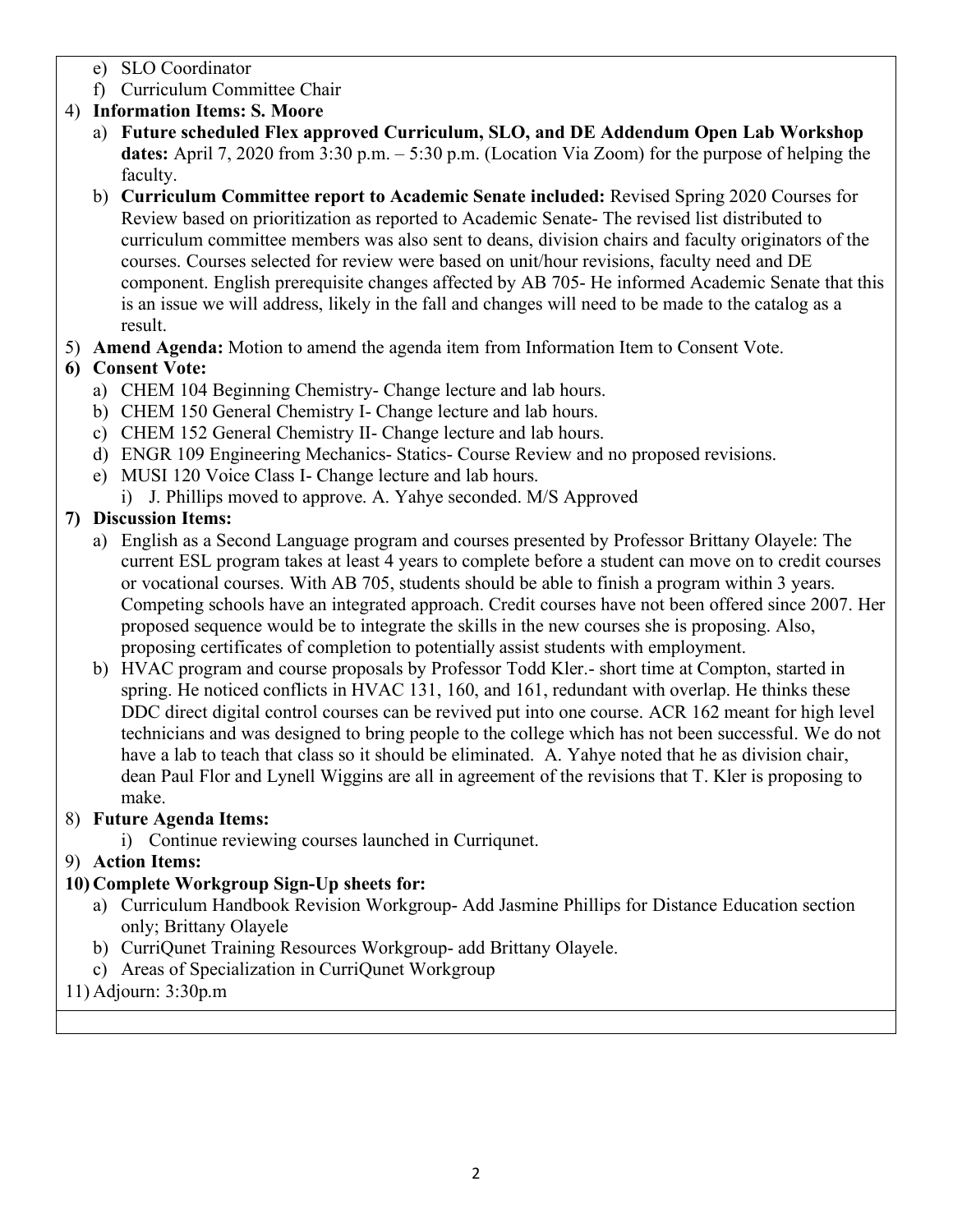e) SLO Coordinator
   f) Curriculum Committee Chair

4) **Information Items: S. Moore**
   a) **Future scheduled Flex approved Curriculum, SLO, and DE Addendum Open Lab Workshop dates:** April 7, 2020 from 3:30 p.m. – 5:30 p.m. (Location Via Zoom) for the purpose of helping the faculty.
   b) **Curriculum Committee report to Academic Senate included:** Revised Spring 2020 Courses for Review based on prioritization as reported to Academic Senate- The revised list distributed to curriculum committee members was also sent to deans, division chairs and faculty originators of the courses. Courses selected for review were based on unit/hour revisions, faculty need and DE component. English prerequisite changes affected by AB 705- He informed Academic Senate that this is an issue we will address, likely in the fall and changes will need to be made to the catalog as a result.

5) **Amend Agenda:** Motion to amend the agenda item from Information Item to Consent Vote.

6) **Consent Vote:**
   a) CHEM 104 Beginning Chemistry- Change lecture and lab hours.
   b) CHEM 150 General Chemistry I- Change lecture and lab hours.
   c) CHEM 152 General Chemistry II- Change lecture and lab hours.
   d) ENGR 109 Engineering Mechanics- Statics- Course Review and no proposed revisions.
   e) MUSI 120 Voice Class I- Change lecture and lab hours.
      i) J. Phillips moved to approve. A. Yahye seconded. M/S Approved

7) **Discussion Items:**
   a) English as a Second Language program and courses presented by Professor Brittany Olayele: The current ESL program takes at least 4 years to complete before a student can move on to credit courses or vocational courses. With AB 705, students should be able to finish a program within 3 years. Competing schools have an integrated approach. Credit courses have not been offered since 2007. Her proposed sequence would be to integrate the skills in the new courses she is proposing. Also, proposing certificates of completion to potentially assist students with employment.
   b) HVAC program and course proposals by Professor Todd Kler.- short time at Compton, started in spring. He noticed conflicts in HVAC 131, 160, and 161, redundant with overlap. He thinks these DDC direct digital control courses can be revived put into one course. ACR 162 meant for high level technicians and was designed to bring people to the college which has not been successful. We do not have a lab to teach that class so it should be eliminated. A. Yahye noted that he as division chair, dean Paul Flor and Lynell Wiggins are all in agreement of the revisions that T. Kler is proposing to make.

8) **Future Agenda Items:**
   i) Continue reviewing courses launched in Curriqunet.

9) **Action Items:**

10) **Complete Workgroup Sign-Up sheets for:**
   a) Curriculum Handbook Revision Workgroup- Add Jasmine Phillips for Distance Education section only; Brittany Olayele
   b) CurriQunet Training Resources Workgroup- add Brittany Olayele.
   c) Areas of Specialization in CurriQunet Workgroup

11) Adjourn: 3:30p.m